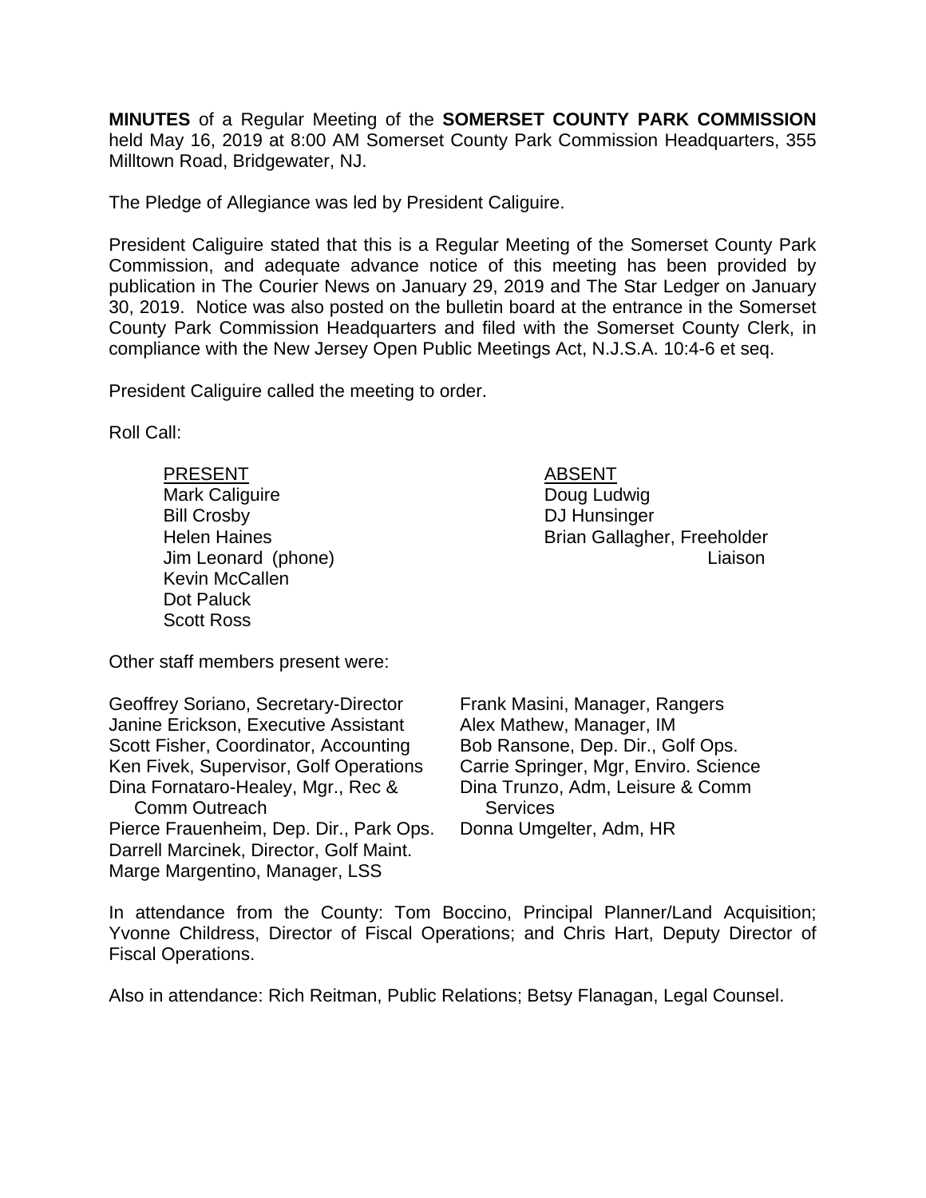**MINUTES** of a Regular Meeting of the **SOMERSET COUNTY PARK COMMISSION** held May 16, 2019 at 8:00 AM Somerset County Park Commission Headquarters, 355 Milltown Road, Bridgewater, NJ.

The Pledge of Allegiance was led by President Caliguire.

President Caliguire stated that this is a Regular Meeting of the Somerset County Park Commission, and adequate advance notice of this meeting has been provided by publication in The Courier News on January 29, 2019 and The Star Ledger on January 30, 2019. Notice was also posted on the bulletin board at the entrance in the Somerset County Park Commission Headquarters and filed with the Somerset County Clerk, in compliance with the New Jersey Open Public Meetings Act, N.J.S.A. 10:4-6 et seq.

President Caliguire called the meeting to order.

Roll Call:

| PRESENT | ABSENT |
|---|---|
| Mark Caliguire | Doug Ludwig |
| Bill Crosby | DJ Hunsinger |
| Helen Haines | Brian Gallagher, Freeholder Liaison |
| Jim Leonard (phone) | |
| Kevin McCallen | |
| Dot Paluck | |
| Scott Ross | |

Other staff members present were:

| | |
|---|---|
| Geoffrey Soriano, Secretary-Director | Frank Masini, Manager, Rangers |
| Janine Erickson, Executive Assistant | Alex Mathew, Manager, IM |
| Scott Fisher, Coordinator, Accounting | Bob Ransone, Dep. Dir., Golf Ops. |
| Ken Fivek, Supervisor, Golf Operations | Carrie Springer, Mgr, Enviro. Science |
| Dina Fornataro-Healey, Mgr., Rec & Comm Outreach | Dina Trunzo, Adm, Leisure & Comm Services |
| Pierce Frauenheim, Dep. Dir., Park Ops. | Donna Umgelter, Adm, HR |
| Darrell Marcinek, Director, Golf Maint. | |
| Marge Margentino, Manager, LSS | |

In attendance from the County: Tom Boccino, Principal Planner/Land Acquisition; Yvonne Childress, Director of Fiscal Operations; and Chris Hart, Deputy Director of Fiscal Operations.

Also in attendance: Rich Reitman, Public Relations; Betsy Flanagan, Legal Counsel.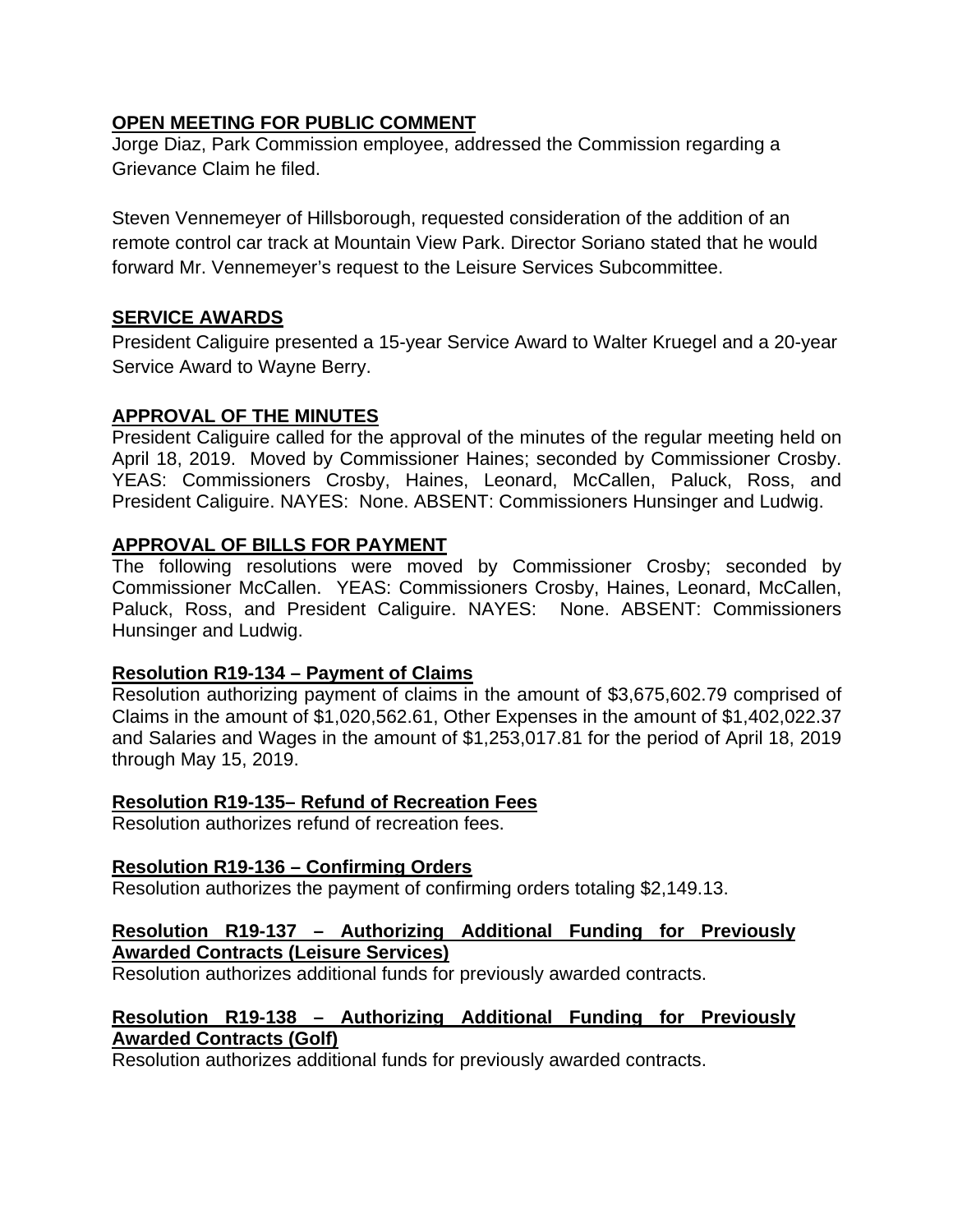## OPEN MEETING FOR PUBLIC COMMENT

Jorge Diaz, Park Commission employee, addressed the Commission regarding a Grievance Claim he filed.

Steven Vennemeyer of Hillsborough, requested consideration of the addition of an remote control car track at Mountain View Park. Director Soriano stated that he would forward Mr. Vennemeyer's request to the Leisure Services Subcommittee.

## SERVICE AWARDS

President Caliguire presented a 15-year Service Award to Walter Kruegel and a 20-year Service Award to Wayne Berry.

## APPROVAL OF THE MINUTES

President Caliguire called for the approval of the minutes of the regular meeting held on April 18, 2019. Moved by Commissioner Haines; seconded by Commissioner Crosby. YEAS: Commissioners Crosby, Haines, Leonard, McCallen, Paluck, Ross, and President Caliguire. NAYES: None. ABSENT: Commissioners Hunsinger and Ludwig.

## APPROVAL OF BILLS FOR PAYMENT

The following resolutions were moved by Commissioner Crosby; seconded by Commissioner McCallen. YEAS: Commissioners Crosby, Haines, Leonard, McCallen, Paluck, Ross, and President Caliguire. NAYES: None. ABSENT: Commissioners Hunsinger and Ludwig.

### Resolution R19-134 – Payment of Claims

Resolution authorizing payment of claims in the amount of $3,675,602.79 comprised of Claims in the amount of $1,020,562.61, Other Expenses in the amount of $1,402,022.37 and Salaries and Wages in the amount of $1,253,017.81 for the period of April 18, 2019 through May 15, 2019.

### Resolution R19-135– Refund of Recreation Fees

Resolution authorizes refund of recreation fees.

### Resolution R19-136 – Confirming Orders

Resolution authorizes the payment of confirming orders totaling $2,149.13.

### Resolution R19-137 – Authorizing Additional Funding for Previously Awarded Contracts (Leisure Services)

Resolution authorizes additional funds for previously awarded contracts.

### Resolution R19-138 – Authorizing Additional Funding for Previously Awarded Contracts (Golf)

Resolution authorizes additional funds for previously awarded contracts.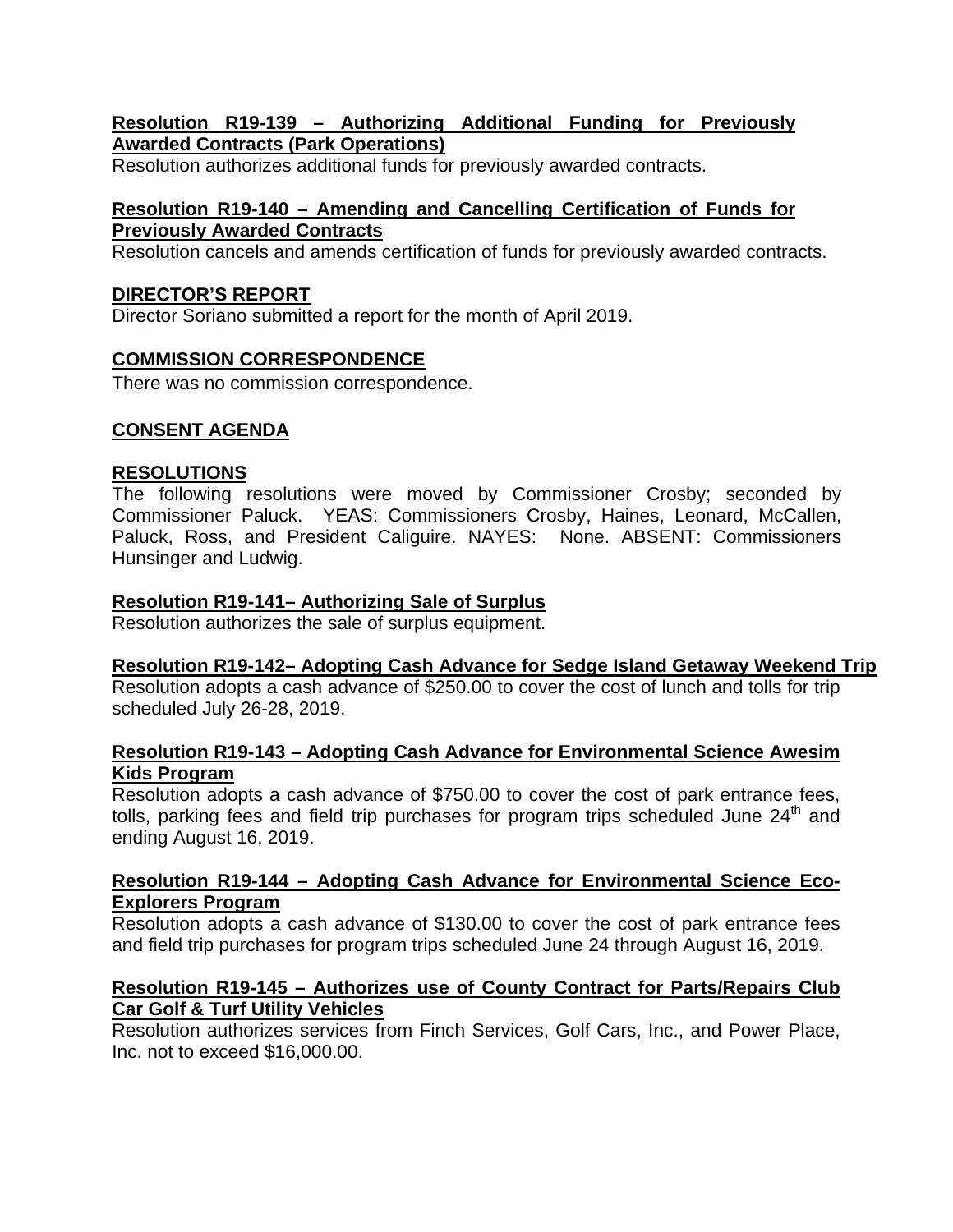**Resolution R19-139 – Authorizing Additional Funding for Previously Awarded Contracts (Park Operations)**

Resolution authorizes additional funds for previously awarded contracts.

**Resolution R19-140 – Amending and Cancelling Certification of Funds for Previously Awarded Contracts**

Resolution cancels and amends certification of funds for previously awarded contracts.

**DIRECTOR'S REPORT**

Director Soriano submitted a report for the month of April 2019.

**COMMISSION CORRESPONDENCE**

There was no commission correspondence.

**CONSENT AGENDA**

**RESOLUTIONS**

The following resolutions were moved by Commissioner Crosby; seconded by Commissioner Paluck. YEAS: Commissioners Crosby, Haines, Leonard, McCallen, Paluck, Ross, and President Caliguire. NAYES: None. ABSENT: Commissioners Hunsinger and Ludwig.

**Resolution R19-141– Authorizing Sale of Surplus**

Resolution authorizes the sale of surplus equipment.

**Resolution R19-142– Adopting Cash Advance for Sedge Island Getaway Weekend Trip**

Resolution adopts a cash advance of $250.00 to cover the cost of lunch and tolls for trip scheduled July 26-28, 2019.

**Resolution R19-143 – Adopting Cash Advance for Environmental Science Awesim Kids Program**

Resolution adopts a cash advance of $750.00 to cover the cost of park entrance fees, tolls, parking fees and field trip purchases for program trips scheduled June 24th and ending August 16, 2019.

**Resolution R19-144 – Adopting Cash Advance for Environmental Science Eco-Explorers Program**

Resolution adopts a cash advance of $130.00 to cover the cost of park entrance fees and field trip purchases for program trips scheduled June 24 through August 16, 2019.

**Resolution R19-145 – Authorizes use of County Contract for Parts/Repairs Club Car Golf & Turf Utility Vehicles**

Resolution authorizes services from Finch Services, Golf Cars, Inc., and Power Place, Inc. not to exceed $16,000.00.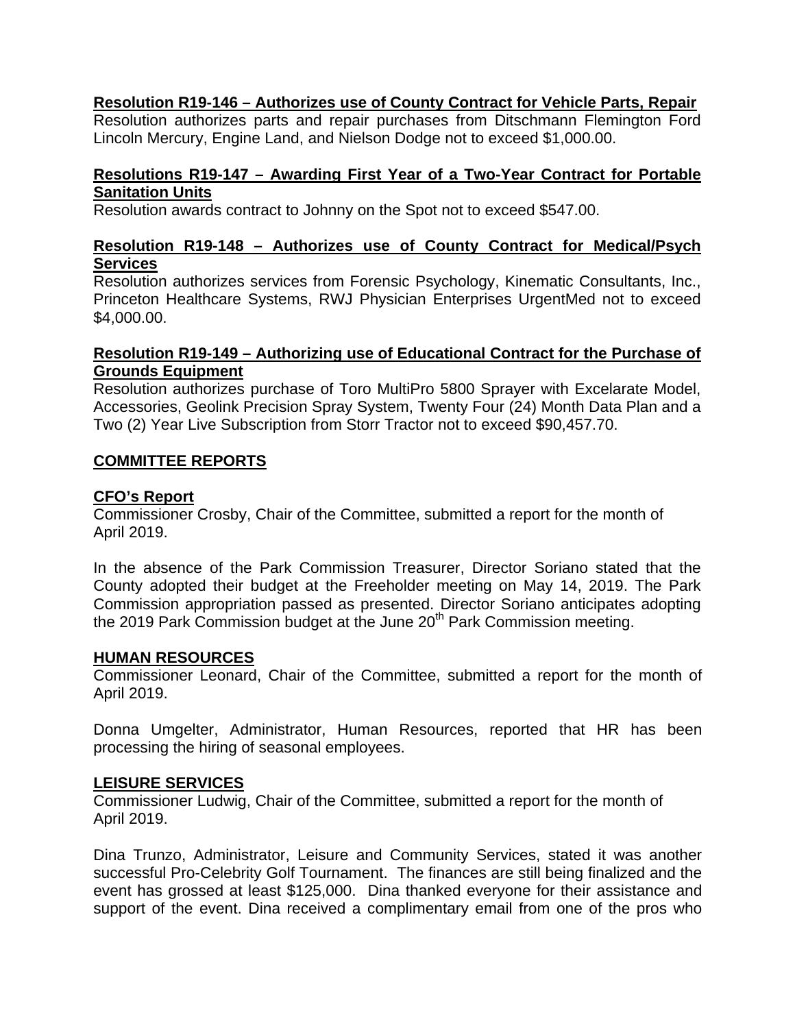**Resolution R19-146 – Authorizes use of County Contract for Vehicle Parts, Repair**
Resolution authorizes parts and repair purchases from Ditschmann Flemington Ford Lincoln Mercury, Engine Land, and Nielson Dodge not to exceed $1,000.00.

**Resolutions R19-147 – Awarding First Year of a Two-Year Contract for Portable Sanitation Units**
Resolution awards contract to Johnny on the Spot not to exceed $547.00.

**Resolution R19-148 – Authorizes use of County Contract for Medical/Psych Services**
Resolution authorizes services from Forensic Psychology, Kinematic Consultants, Inc., Princeton Healthcare Systems, RWJ Physician Enterprises UrgentMed not to exceed $4,000.00.

**Resolution R19-149 – Authorizing use of Educational Contract for the Purchase of Grounds Equipment**
Resolution authorizes purchase of Toro MultiPro 5800 Sprayer with Excelarate Model, Accessories, Geolink Precision Spray System, Twenty Four (24) Month Data Plan and a Two (2) Year Live Subscription from Storr Tractor not to exceed $90,457.70.

## COMMITTEE REPORTS

### CFO's Report
Commissioner Crosby, Chair of the Committee, submitted a report for the month of April 2019.

In the absence of the Park Commission Treasurer, Director Soriano stated that the County adopted their budget at the Freeholder meeting on May 14, 2019. The Park Commission appropriation passed as presented. Director Soriano anticipates adopting the 2019 Park Commission budget at the June 20th Park Commission meeting.

### HUMAN RESOURCES
Commissioner Leonard, Chair of the Committee, submitted a report for the month of April 2019.

Donna Umgelter, Administrator, Human Resources, reported that HR has been processing the hiring of seasonal employees.

### LEISURE SERVICES
Commissioner Ludwig, Chair of the Committee, submitted a report for the month of April 2019.

Dina Trunzo, Administrator, Leisure and Community Services, stated it was another successful Pro-Celebrity Golf Tournament. The finances are still being finalized and the event has grossed at least $125,000. Dina thanked everyone for their assistance and support of the event. Dina received a complimentary email from one of the pros who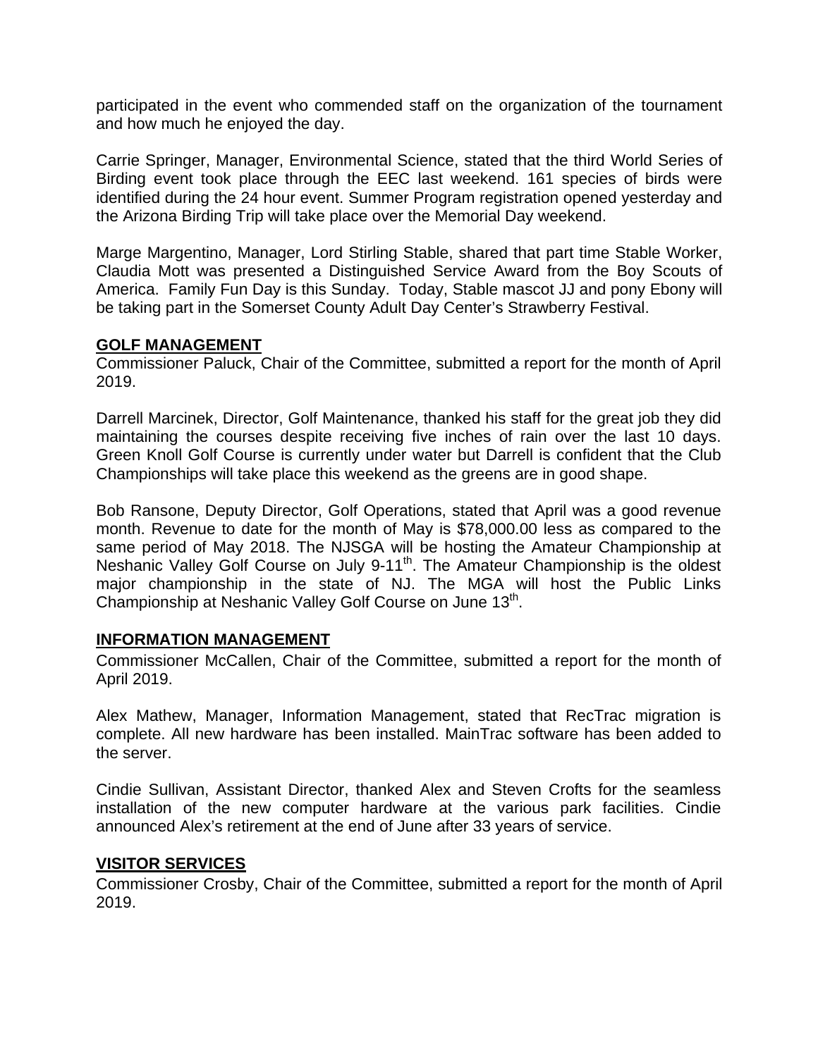participated in the event who commended staff on the organization of the tournament and how much he enjoyed the day.

Carrie Springer, Manager, Environmental Science, stated that the third World Series of Birding event took place through the EEC last weekend. 161 species of birds were identified during the 24 hour event. Summer Program registration opened yesterday and the Arizona Birding Trip will take place over the Memorial Day weekend.

Marge Margentino, Manager, Lord Stirling Stable, shared that part time Stable Worker, Claudia Mott was presented a Distinguished Service Award from the Boy Scouts of America. Family Fun Day is this Sunday. Today, Stable mascot JJ and pony Ebony will be taking part in the Somerset County Adult Day Center's Strawberry Festival.

**GOLF MANAGEMENT**

Commissioner Paluck, Chair of the Committee, submitted a report for the month of April 2019.

Darrell Marcinek, Director, Golf Maintenance, thanked his staff for the great job they did maintaining the courses despite receiving five inches of rain over the last 10 days. Green Knoll Golf Course is currently under water but Darrell is confident that the Club Championships will take place this weekend as the greens are in good shape.

Bob Ransone, Deputy Director, Golf Operations, stated that April was a good revenue month. Revenue to date for the month of May is $78,000.00 less as compared to the same period of May 2018. The NJSGA will be hosting the Amateur Championship at Neshanic Valley Golf Course on July 9-11th. The Amateur Championship is the oldest major championship in the state of NJ. The MGA will host the Public Links Championship at Neshanic Valley Golf Course on June 13th.

**INFORMATION MANAGEMENT**

Commissioner McCallen, Chair of the Committee, submitted a report for the month of April 2019.

Alex Mathew, Manager, Information Management, stated that RecTrac migration is complete. All new hardware has been installed. MainTrac software has been added to the server.

Cindie Sullivan, Assistant Director, thanked Alex and Steven Crofts for the seamless installation of the new computer hardware at the various park facilities. Cindie announced Alex's retirement at the end of June after 33 years of service.

**VISITOR SERVICES**

Commissioner Crosby, Chair of the Committee, submitted a report for the month of April 2019.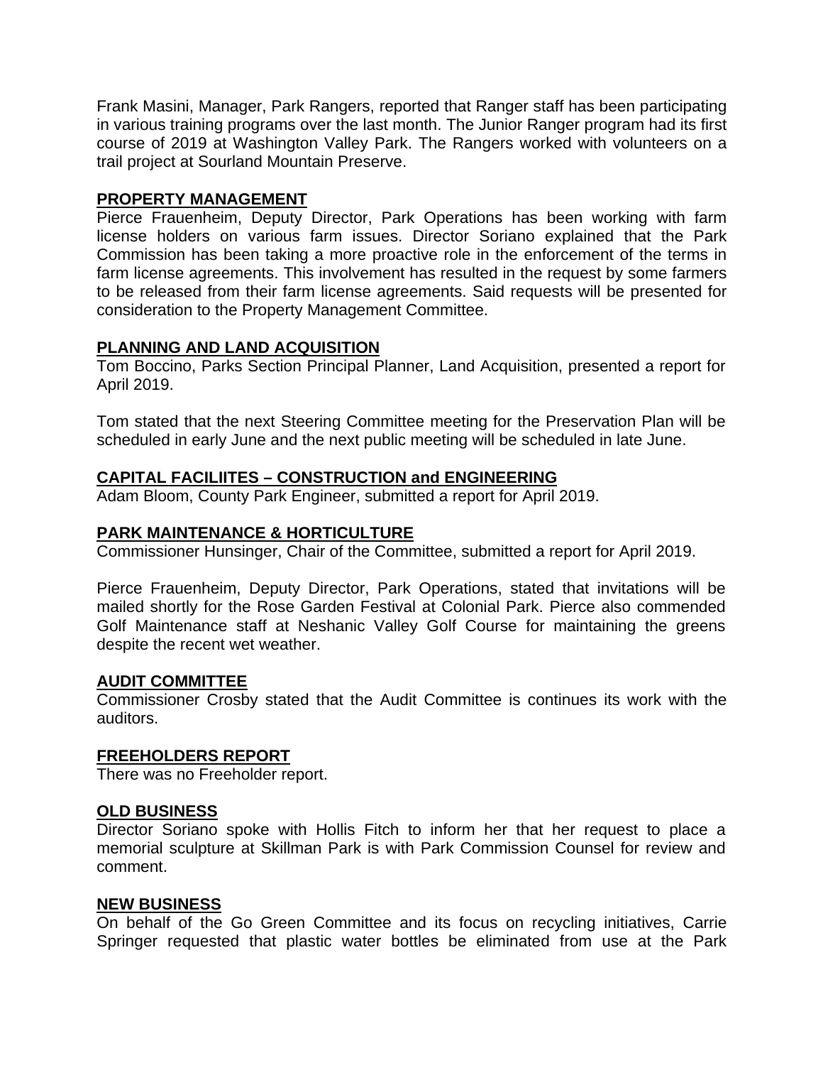Frank Masini, Manager, Park Rangers, reported that Ranger staff has been participating in various training programs over the last month. The Junior Ranger program had its first course of 2019 at Washington Valley Park. The Rangers worked with volunteers on a trail project at Sourland Mountain Preserve.

## PROPERTY MANAGEMENT

Pierce Frauenheim, Deputy Director, Park Operations has been working with farm license holders on various farm issues. Director Soriano explained that the Park Commission has been taking a more proactive role in the enforcement of the terms in farm license agreements. This involvement has resulted in the request by some farmers to be released from their farm license agreements. Said requests will be presented for consideration to the Property Management Committee.

## PLANNING AND LAND ACQUISITION

Tom Boccino, Parks Section Principal Planner, Land Acquisition, presented a report for April 2019.

Tom stated that the next Steering Committee meeting for the Preservation Plan will be scheduled in early June and the next public meeting will be scheduled in late June.

## CAPITAL FACILIITES – CONSTRUCTION and ENGINEERING

Adam Bloom, County Park Engineer, submitted a report for April 2019.

## PARK MAINTENANCE & HORTICULTURE

Commissioner Hunsinger, Chair of the Committee, submitted a report for April 2019.

Pierce Frauenheim, Deputy Director, Park Operations, stated that invitations will be mailed shortly for the Rose Garden Festival at Colonial Park. Pierce also commended Golf Maintenance staff at Neshanic Valley Golf Course for maintaining the greens despite the recent wet weather.

## AUDIT COMMITTEE

Commissioner Crosby stated that the Audit Committee is continues its work with the auditors.

## FREEHOLDERS REPORT

There was no Freeholder report.

## OLD BUSINESS

Director Soriano spoke with Hollis Fitch to inform her that her request to place a memorial sculpture at Skillman Park is with Park Commission Counsel for review and comment.

## NEW BUSINESS

On behalf of the Go Green Committee and its focus on recycling initiatives, Carrie Springer requested that plastic water bottles be eliminated from use at the Park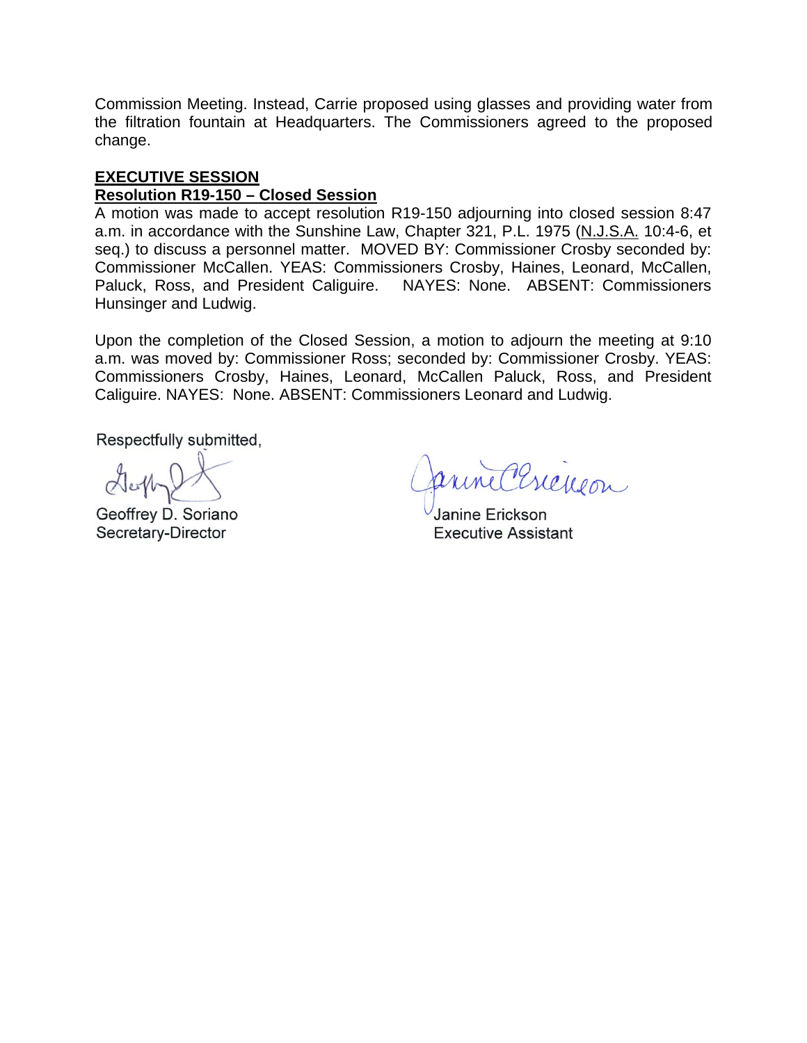Commission Meeting. Instead, Carrie proposed using glasses and providing water from the filtration fountain at Headquarters. The Commissioners agreed to the proposed change.

## EXECUTIVE SESSION

### Resolution R19-150 – Closed Session

A motion was made to accept resolution R19-150 adjourning into closed session 8:47 a.m. in accordance with the Sunshine Law, Chapter 321, P.L. 1975 (N.J.S.A. 10:4-6, et seq.) to discuss a personnel matter. MOVED BY: Commissioner Crosby seconded by: Commissioner McCallen. YEAS: Commissioners Crosby, Haines, Leonard, McCallen, Paluck, Ross, and President Caliguire. NAYES: None. ABSENT: Commissioners Hunsinger and Ludwig.

Upon the completion of the Closed Session, a motion to adjourn the meeting at 9:10 a.m. was moved by: Commissioner Ross; seconded by: Commissioner Crosby. YEAS: Commissioners Crosby, Haines, Leonard, McCallen Paluck, Ross, and President Caliguire. NAYES: None. ABSENT: Commissioners Leonard and Ludwig.

Respectfully submitted,

Geoffrey D. Soriano
Secretary-Director

Janine Erickson
Executive Assistant